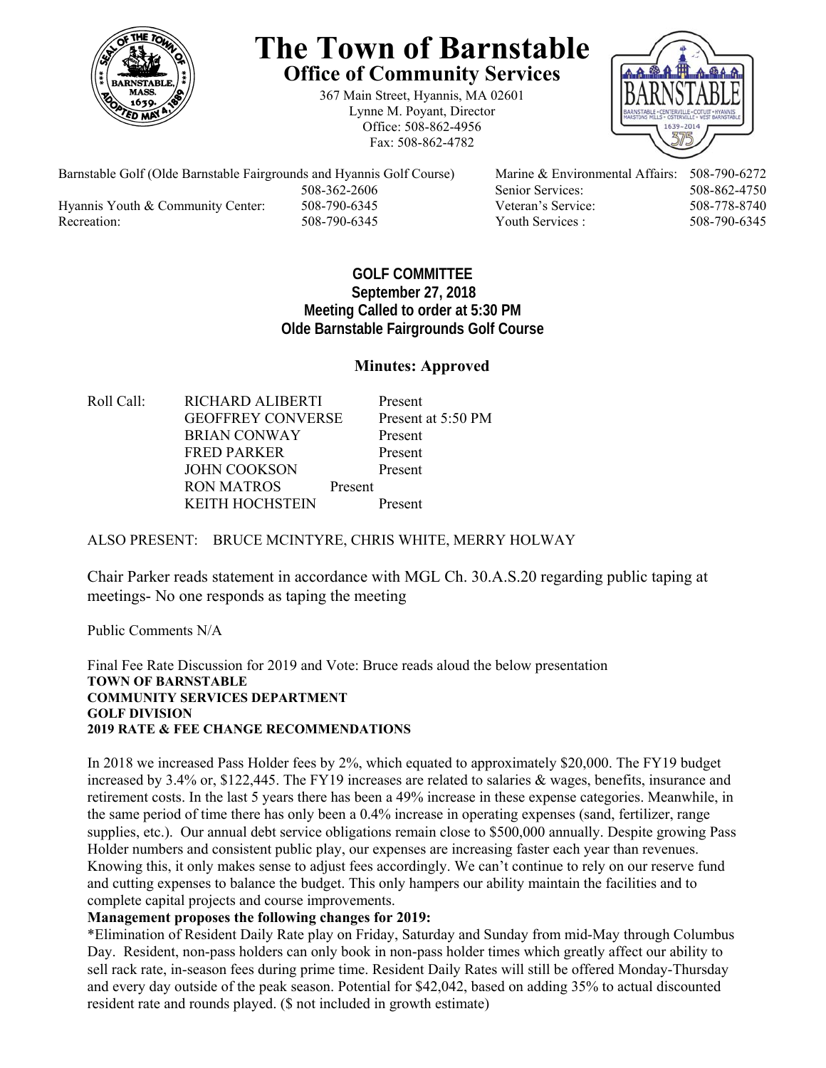# The Town of Barnstable

## Office of Community Services

367 Main Street, Hyannis, MA 02601
Lynne M. Poyant, Director
Office: 508-862-4956
Fax: 508-862-4782

| | | | |
|---|---|---|---|
| Barnstable Golf (Olde Barnstable Fairgrounds and Hyannis Golf Course) | 508-362-2606 | Marine & Environmental Affairs: | 508-790-6272 |
| | | Senior Services: | 508-862-4750 |
| Hyannis Youth & Community Center: | 508-790-6345 | Veteran's Service: | 508-778-8740 |
| Recreation: | 508-790-6345 | Youth Services : | 508-790-6345 |

**GOLF COMMITTEE**
**September 27, 2018**
**Meeting Called to order at 5:30 PM**
**Olde Barnstable Fairgrounds Golf Course**

**Minutes: Approved**

| Roll Call: | | |
|---|---|---|
| | RICHARD ALIBERTI | Present |
| | GEOFFREY CONVERSE | Present at 5:50 PM |
| | BRIAN CONWAY | Present |
| | FRED PARKER | Present |
| | JOHN COOKSON | Present |
| | RON MATROS | Present |
| | KEITH HOCHSTEIN | Present |

ALSO PRESENT: BRUCE MCINTYRE, CHRIS WHITE, MERRY HOLWAY

Chair Parker reads statement in accordance with MGL Ch. 30.A.S.20 regarding public taping at meetings- No one responds as taping the meeting

Public Comments N/A

Final Fee Rate Discussion for 2019 and Vote: Bruce reads aloud the below presentation

**TOWN OF BARNSTABLE**
**COMMUNITY SERVICES DEPARTMENT**
**GOLF DIVISION**
**2019 RATE & FEE CHANGE RECOMMENDATIONS**

In 2018 we increased Pass Holder fees by 2%, which equated to approximately $20,000. The FY19 budget increased by 3.4% or, $122,445. The FY19 increases are related to salaries & wages, benefits, insurance and retirement costs. In the last 5 years there has been a 49% increase in these expense categories. Meanwhile, in the same period of time there has only been a 0.4% increase in operating expenses (sand, fertilizer, range supplies, etc.). Our annual debt service obligations remain close to $500,000 annually. Despite growing Pass Holder numbers and consistent public play, our expenses are increasing faster each year than revenues. Knowing this, it only makes sense to adjust fees accordingly. We can't continue to rely on our reserve fund and cutting expenses to balance the budget. This only hampers our ability maintain the facilities and to complete capital projects and course improvements.

**Management proposes the following changes for 2019:**

*Elimination of Resident Daily Rate play on Friday, Saturday and Sunday from mid-May through Columbus Day. Resident, non-pass holders can only book in non-pass holder times which greatly affect our ability to sell rack rate, in-season fees during prime time. Resident Daily Rates will still be offered Monday-Thursday and every day outside of the peak season. Potential for $42,042, based on adding 35% to actual discounted resident rate and rounds played. ($ not included in growth estimate)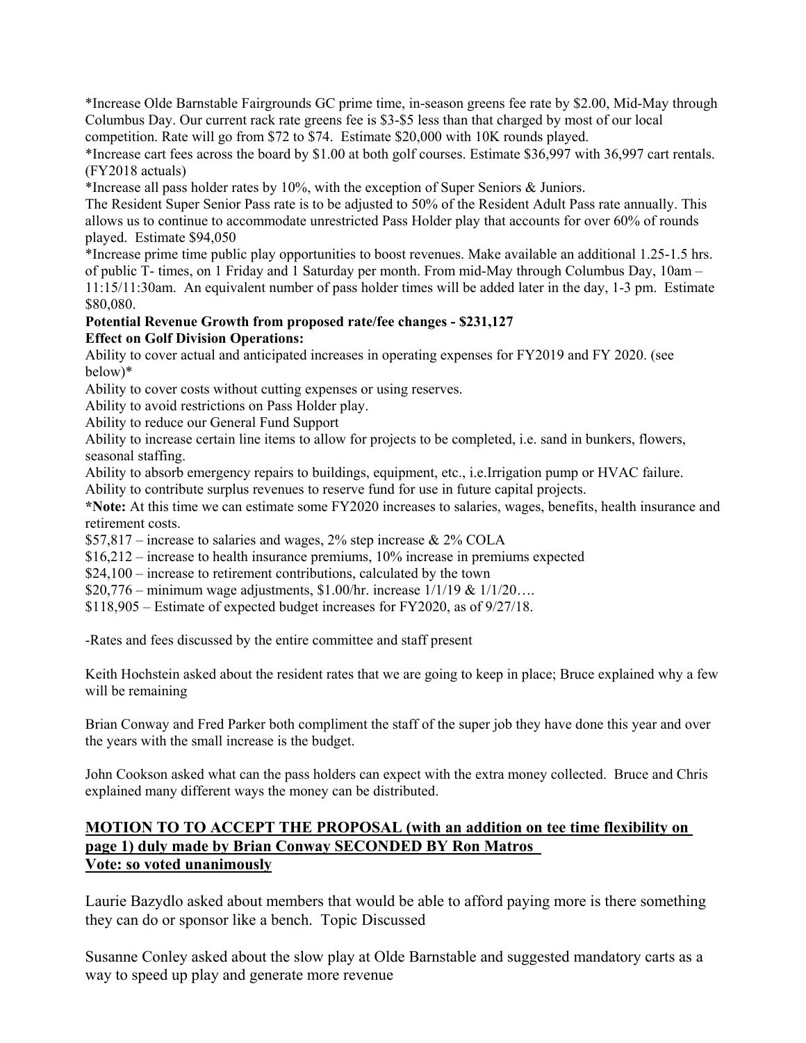*Increase Olde Barnstable Fairgrounds GC prime time, in-season greens fee rate by $2.00, Mid-May through Columbus Day. Our current rack rate greens fee is $3-$5 less than that charged by most of our local competition. Rate will go from $72 to $74. Estimate $20,000 with 10K rounds played.

*Increase cart fees across the board by $1.00 at both golf courses. Estimate $36,997 with 36,997 cart rentals. (FY2018 actuals)

*Increase all pass holder rates by 10%, with the exception of Super Seniors & Juniors.

The Resident Super Senior Pass rate is to be adjusted to 50% of the Resident Adult Pass rate annually. This allows us to continue to accommodate unrestricted Pass Holder play that accounts for over 60% of rounds played. Estimate $94,050

*Increase prime time public play opportunities to boost revenues. Make available an additional 1.25-1.5 hrs. of public T- times, on 1 Friday and 1 Saturday per month. From mid-May through Columbus Day, 10am – 11:15/11:30am. An equivalent number of pass holder times will be added later in the day, 1-3 pm. Estimate $80,080.

**Potential Revenue Growth from proposed rate/fee changes - $231,127**

**Effect on Golf Division Operations:**

Ability to cover actual and anticipated increases in operating expenses for FY2019 and FY 2020. (see below)*

Ability to cover costs without cutting expenses or using reserves.

Ability to avoid restrictions on Pass Holder play.

Ability to reduce our General Fund Support

Ability to increase certain line items to allow for projects to be completed, i.e. sand in bunkers, flowers, seasonal staffing.

Ability to absorb emergency repairs to buildings, equipment, etc., i.e.Irrigation pump or HVAC failure.

Ability to contribute surplus revenues to reserve fund for use in future capital projects.

***Note:** At this time we can estimate some FY2020 increases to salaries, wages, benefits, health insurance and retirement costs.

$57,817 – increase to salaries and wages, 2% step increase & 2% COLA

$16,212 – increase to health insurance premiums, 10% increase in premiums expected

$24,100 – increase to retirement contributions, calculated by the town

$20,776 – minimum wage adjustments, $1.00/hr. increase 1/1/19 & 1/1/20….

$118,905 – Estimate of expected budget increases for FY2020, as of 9/27/18.

-Rates and fees discussed by the entire committee and staff present

Keith Hochstein asked about the resident rates that we are going to keep in place; Bruce explained why a few will be remaining

Brian Conway and Fred Parker both compliment the staff of the super job they have done this year and over the years with the small increase is the budget.

John Cookson asked what can the pass holders can expect with the extra money collected. Bruce and Chris explained many different ways the money can be distributed.

**MOTION TO TO ACCEPT THE PROPOSAL (with an addition on tee time flexibility on page 1) duly made by Brian Conway SECONDED BY Ron Matros**

**Vote: so voted unanimously**

Laurie Bazydlo asked about members that would be able to afford paying more is there something they can do or sponsor like a bench. Topic Discussed

Susanne Conley asked about the slow play at Olde Barnstable and suggested mandatory carts as a way to speed up play and generate more revenue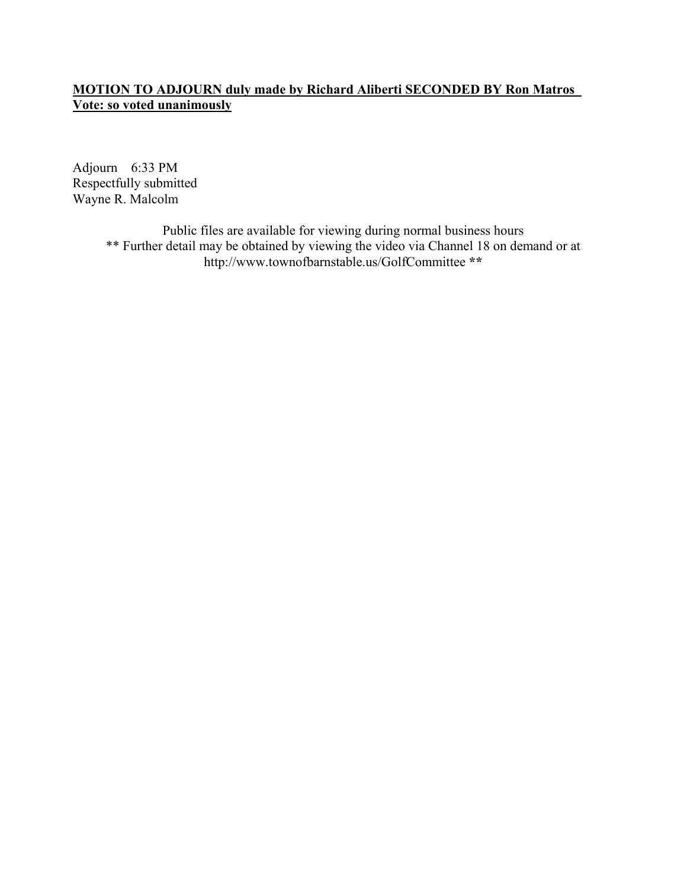**MOTION TO ADJOURN duly made by Richard Aliberti SECONDED BY Ron Matros**
**Vote: so voted unanimously**

Adjourn 6:33 PM
Respectfully submitted
Wayne R. Malcolm

Public files are available for viewing during normal business hours
** Further detail may be obtained by viewing the video via Channel 18 on demand or at http://www.townofbarnstable.us/GolfCommittee **